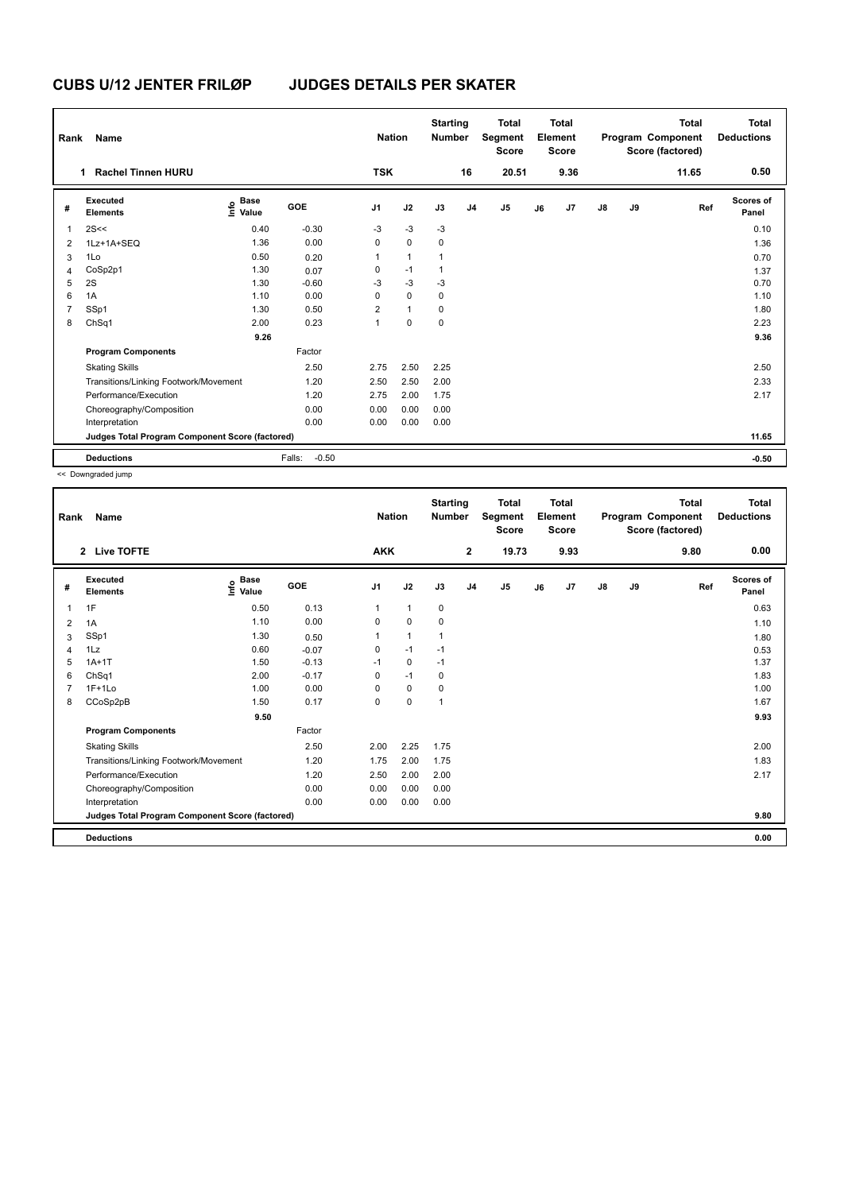# CUBS U/12 JENTER FRILØP JUDGES DETAILS PER SKATER

| Rank | Name | Nation | Starting Number | Total Segment Score | Total Element Score | Total Program Component Score (factored) | Total Deductions |
|---|---|---|---|---|---|---|---|
| 1 | Rachel Tinnen HURU | TSK | 16 | 20.51 | 9.36 | 11.65 | 0.50 |

| # | Executed Elements | Info | Base Value | GOE | J1 | J2 | J3 | J4 | J5 | J6 | J7 | J8 | J9 | Ref | Scores of Panel |
|---|---|---|---|---|---|---|---|---|---|---|---|---|---|---|---|
| 1 | 2S<< | | 0.40 | -0.30 | -3 | -3 | -3 | | | | | | | | 0.10 |
| 2 | 1Lz+1A+SEQ | | 1.36 | 0.00 | 0 | 0 | 0 | | | | | | | | 1.36 |
| 3 | 1Lo | | 0.50 | 0.20 | 1 | 1 | 1 | | | | | | | | 0.70 |
| 4 | CoSp2p1 | | 1.30 | 0.07 | 0 | -1 | 1 | | | | | | | | 1.37 |
| 5 | 2S | | 1.30 | -0.60 | -3 | -3 | -3 | | | | | | | | 0.70 |
| 6 | 1A | | 1.10 | 0.00 | 0 | 0 | 0 | | | | | | | | 1.10 |
| 7 | SSp1 | | 1.30 | 0.50 | 2 | 1 | 0 | | | | | | | | 1.80 |
| 8 | ChSq1 | | 2.00 | 0.23 | 1 | 0 | 0 | | | | | | | | 2.23 |
| | | | 9.26 | | | | | | | | | | | | 9.36 |
| | **Program Components** | | | Factor | | | | | | | | | | | |
| | Skating Skills | | | 2.50 | 2.75 | 2.50 | 2.25 | | | | | | | | 2.50 |
| | Transitions/Linking Footwork/Movement | | | 1.20 | 2.50 | 2.50 | 2.00 | | | | | | | | 2.33 |
| | Performance/Execution | | | 1.20 | 2.75 | 2.00 | 1.75 | | | | | | | | 2.17 |
| | Choreography/Composition | | | 0.00 | 0.00 | 0.00 | 0.00 | | | | | | | | |
| | Interpretation | | | 0.00 | 0.00 | 0.00 | 0.00 | | | | | | | | |
| | **Judges Total Program Component Score (factored)** | | | | | | | | | | | | | | 11.65 |
| | **Deductions** | | | Falls: -0.50 | | | | | | | | | | | -0.50 |

<< Downgraded jump

| Rank | Name | Nation | Starting Number | Total Segment Score | Total Element Score | Total Program Component Score (factored) | Total Deductions |
|---|---|---|---|---|---|---|---|
| 2 | Live TOFTE | AKK | 2 | 19.73 | 9.93 | 9.80 | 0.00 |

| # | Executed Elements | Info | Base Value | GOE | J1 | J2 | J3 | J4 | J5 | J6 | J7 | J8 | J9 | Ref | Scores of Panel |
|---|---|---|---|---|---|---|---|---|---|---|---|---|---|---|---|
| 1 | 1F | | 0.50 | 0.13 | 1 | 1 | 0 | | | | | | | | 0.63 |
| 2 | 1A | | 1.10 | 0.00 | 0 | 0 | 0 | | | | | | | | 1.10 |
| 3 | SSp1 | | 1.30 | 0.50 | 1 | 1 | 1 | | | | | | | | 1.80 |
| 4 | 1Lz | | 0.60 | -0.07 | 0 | -1 | -1 | | | | | | | | 0.53 |
| 5 | 1A+1T | | 1.50 | -0.13 | -1 | 0 | -1 | | | | | | | | 1.37 |
| 6 | ChSq1 | | 2.00 | -0.17 | 0 | -1 | 0 | | | | | | | | 1.83 |
| 7 | 1F+1Lo | | 1.00 | 0.00 | 0 | 0 | 0 | | | | | | | | 1.00 |
| 8 | CCoSp2pB | | 1.50 | 0.17 | 0 | 0 | 1 | | | | | | | | 1.67 |
| | | | 9.50 | | | | | | | | | | | | 9.93 |
| | **Program Components** | | | Factor | | | | | | | | | | | |
| | Skating Skills | | | 2.50 | 2.00 | 2.25 | 1.75 | | | | | | | | 2.00 |
| | Transitions/Linking Footwork/Movement | | | 1.20 | 1.75 | 2.00 | 1.75 | | | | | | | | 1.83 |
| | Performance/Execution | | | 1.20 | 2.50 | 2.00 | 2.00 | | | | | | | | 2.17 |
| | Choreography/Composition | | | 0.00 | 0.00 | 0.00 | 0.00 | | | | | | | | |
| | Interpretation | | | 0.00 | 0.00 | 0.00 | 0.00 | | | | | | | | |
| | **Judges Total Program Component Score (factored)** | | | | | | | | | | | | | | 9.80 |
| | **Deductions** | | | | | | | | | | | | | | 0.00 |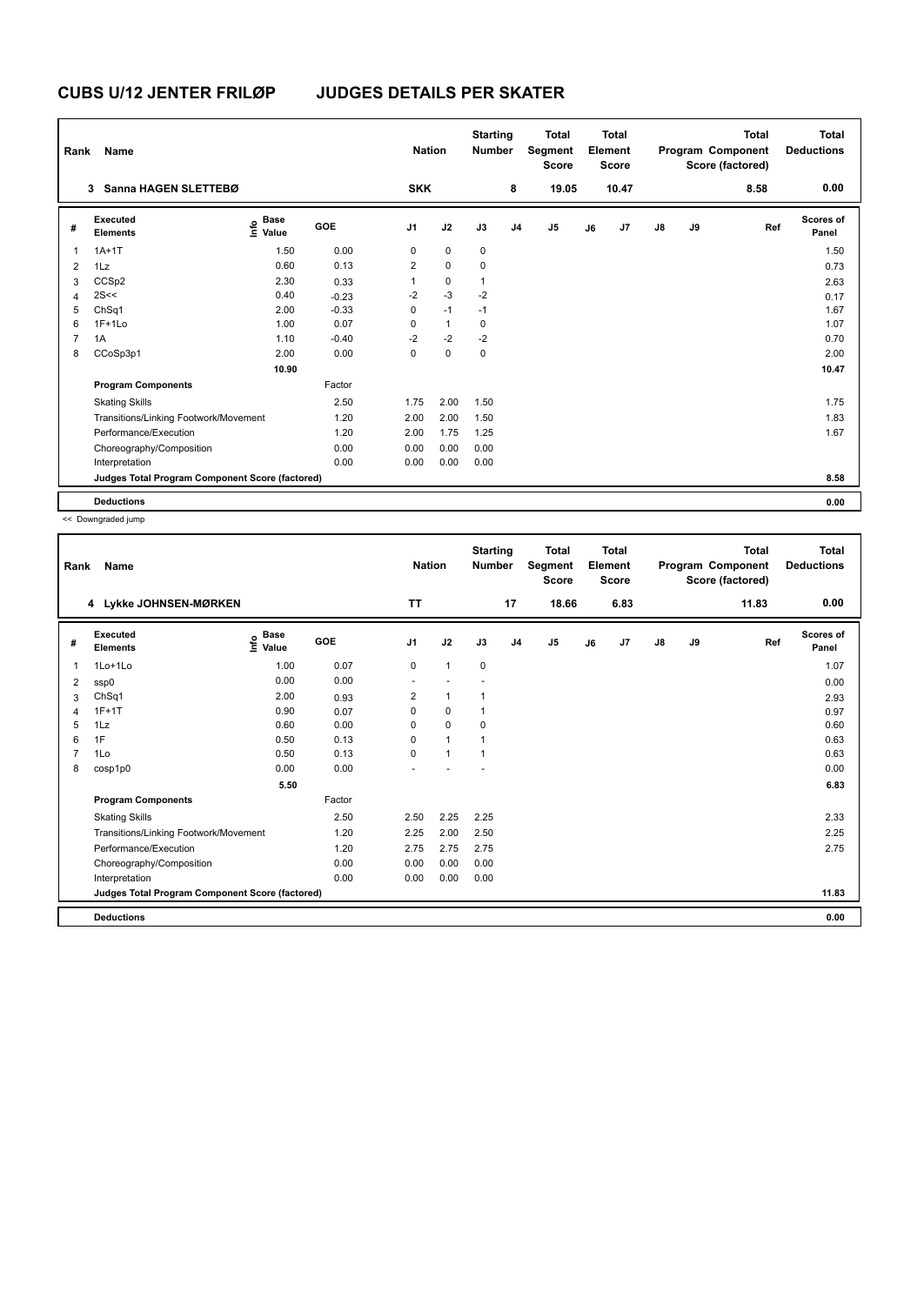# CUBS U/12 JENTER FRILØP JUDGES DETAILS PER SKATER

| Rank | Name | Nation | Starting Number | Total Segment Score | Total Element Score | Total Program Component Score (factored) | Total Deductions |
|---|---|---|---|---|---|---|---|
| 3 | Sanna HAGEN SLETTEBØ | SKK | 8 | 19.05 | 10.47 | 8.58 | 0.00 |

| # | Executed Elements | Info | Base Value | GOE | J1 | J2 | J3 | J4 | J5 | J6 | J7 | J8 | J9 | Ref | Scores of Panel |
|---|---|---|---|---|---|---|---|---|---|---|---|---|---|---|---|
| 1 | 1A+1T | | 1.50 | 0.00 | 0 | 0 | 0 | | | | | | | | 1.50 |
| 2 | 1Lz | | 0.60 | 0.13 | 2 | 0 | 0 | | | | | | | | 0.73 |
| 3 | CCSp2 | | 2.30 | 0.33 | 1 | 0 | 1 | | | | | | | | 2.63 |
| 4 | 2S<< | | 0.40 | -0.23 | -2 | -3 | -2 | | | | | | | | 0.17 |
| 5 | ChSq1 | | 2.00 | -0.33 | 0 | -1 | -1 | | | | | | | | 1.67 |
| 6 | 1F+1Lo | | 1.00 | 0.07 | 0 | 1 | 0 | | | | | | | | 1.07 |
| 7 | 1A | | 1.10 | -0.40 | -2 | -2 | -2 | | | | | | | | 0.70 |
| 8 | CCoSp3p1 | | 2.00 | 0.00 | 0 | 0 | 0 | | | | | | | | 2.00 |
| | | | 10.90 | | | | | | | | | | | | 10.47 |
| | **Program Components** | | | Factor | | | | | | | | | | | |
| | Skating Skills | | | 2.50 | 1.75 | 2.00 | 1.50 | | | | | | | | 1.75 |
| | Transitions/Linking Footwork/Movement | | | 1.20 | 2.00 | 2.00 | 1.50 | | | | | | | | 1.83 |
| | Performance/Execution | | | 1.20 | 2.00 | 1.75 | 1.25 | | | | | | | | 1.67 |
| | Choreography/Composition | | | 0.00 | 0.00 | 0.00 | 0.00 | | | | | | | | |
| | Interpretation | | | 0.00 | 0.00 | 0.00 | 0.00 | | | | | | | | |
| | **Judges Total Program Component Score (factored)** | | | | | | | | | | | | | | 8.58 |
| | **Deductions** | | | | | | | | | | | | | | 0.00 |

<< Downgraded jump

| Rank | Name | Nation | Starting Number | Total Segment Score | Total Element Score | Total Program Component Score (factored) | Total Deductions |
|---|---|---|---|---|---|---|---|
| 4 | Lykke JOHNSEN-MØRKEN | TT | 17 | 18.66 | 6.83 | 11.83 | 0.00 |

| # | Executed Elements | Info | Base Value | GOE | J1 | J2 | J3 | J4 | J5 | J6 | J7 | J8 | J9 | Ref | Scores of Panel |
|---|---|---|---|---|---|---|---|---|---|---|---|---|---|---|---|
| 1 | 1Lo+1Lo | | 1.00 | 0.07 | 0 | 1 | 0 | | | | | | | | 1.07 |
| 2 | ssp0 | | 0.00 | 0.00 | - | - | - | | | | | | | | 0.00 |
| 3 | ChSq1 | | 2.00 | 0.93 | 2 | 1 | 1 | | | | | | | | 2.93 |
| 4 | 1F+1T | | 0.90 | 0.07 | 0 | 0 | 1 | | | | | | | | 0.97 |
| 5 | 1Lz | | 0.60 | 0.00 | 0 | 0 | 0 | | | | | | | | 0.60 |
| 6 | 1F | | 0.50 | 0.13 | 0 | 1 | 1 | | | | | | | | 0.63 |
| 7 | 1Lo | | 0.50 | 0.13 | 0 | 1 | 1 | | | | | | | | 0.63 |
| 8 | cosp1p0 | | 0.00 | 0.00 | - | - | - | | | | | | | | 0.00 |
| | | | 5.50 | | | | | | | | | | | | 6.83 |
| | **Program Components** | | | Factor | | | | | | | | | | | |
| | Skating Skills | | | 2.50 | 2.50 | 2.25 | 2.25 | | | | | | | | 2.33 |
| | Transitions/Linking Footwork/Movement | | | 1.20 | 2.25 | 2.00 | 2.50 | | | | | | | | 2.25 |
| | Performance/Execution | | | 1.20 | 2.75 | 2.75 | 2.75 | | | | | | | | 2.75 |
| | Choreography/Composition | | | 0.00 | 0.00 | 0.00 | 0.00 | | | | | | | | |
| | Interpretation | | | 0.00 | 0.00 | 0.00 | 0.00 | | | | | | | | |
| | **Judges Total Program Component Score (factored)** | | | | | | | | | | | | | | 11.83 |
| | **Deductions** | | | | | | | | | | | | | | 0.00 |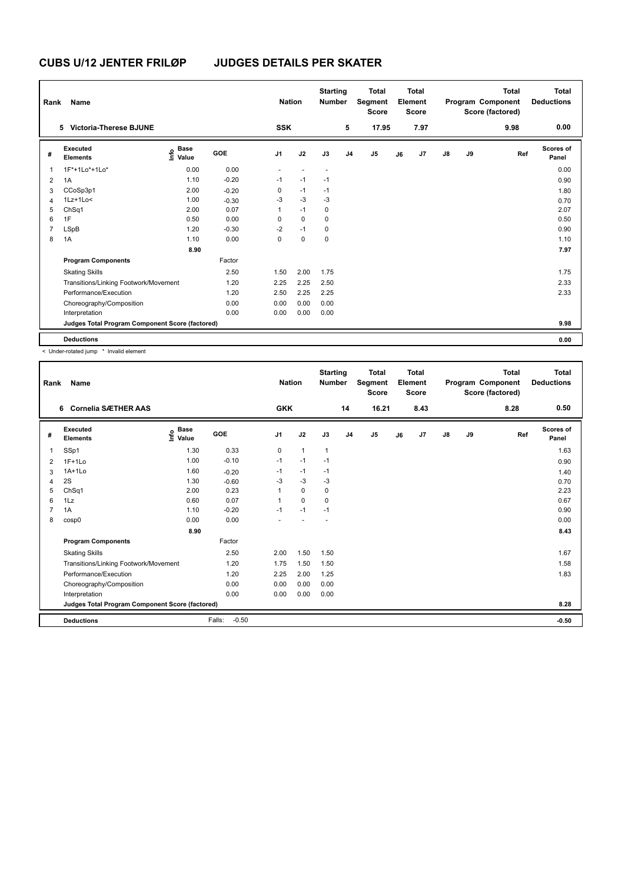# CUBS U/12 JENTER FRILØP JUDGES DETAILS PER SKATER

| Rank | Name | Nation | Starting Number | Total Segment Score | Total Element Score | Total Program Component Score (factored) | Total Deductions |
|---|---|---|---|---|---|---|---|
| 5 | Victoria-Therese BJUNE | SSK | 5 | 17.95 | 7.97 | 9.98 | 0.00 |

| # | Executed Elements | Info | Base Value | GOE | J1 | J2 | J3 | J4 | J5 | J6 | J7 | J8 | J9 | Ref | Scores of Panel |
|---|---|---|---|---|---|---|---|---|---|---|---|---|---|---|---|
| 1 | 1F*+1Lo*+1Lo* | | 0.00 | 0.00 | - | - | - | | | | | | | | 0.00 |
| 2 | 1A | | 1.10 | -0.20 | -1 | -1 | -1 | | | | | | | | 0.90 |
| 3 | CCoSp3p1 | | 2.00 | -0.20 | 0 | -1 | -1 | | | | | | | | 1.80 |
| 4 | 1Lz+1Lo< | | 1.00 | -0.30 | -3 | -3 | -3 | | | | | | | | 0.70 |
| 5 | ChSq1 | | 2.00 | 0.07 | 1 | -1 | 0 | | | | | | | | 2.07 |
| 6 | 1F | | 0.50 | 0.00 | 0 | 0 | 0 | | | | | | | | 0.50 |
| 7 | LSpB | | 1.20 | -0.30 | -2 | -1 | 0 | | | | | | | | 0.90 |
| 8 | 1A | | 1.10 | 0.00 | 0 | 0 | 0 | | | | | | | | 1.10 |
| | | | 8.90 | | | | | | | | | | | | 7.97 |
| | **Program Components** | | | Factor | | | | | | | | | | | |
| | Skating Skills | | | 2.50 | 1.50 | 2.00 | 1.75 | | | | | | | | 1.75 |
| | Transitions/Linking Footwork/Movement | | | 1.20 | 2.25 | 2.25 | 2.50 | | | | | | | | 2.33 |
| | Performance/Execution | | | 1.20 | 2.50 | 2.25 | 2.25 | | | | | | | | 2.33 |
| | Choreography/Composition | | | 0.00 | 0.00 | 0.00 | 0.00 | | | | | | | | |
| | Interpretation | | | 0.00 | 0.00 | 0.00 | 0.00 | | | | | | | | |
| | **Judges Total Program Component Score (factored)** | | | | | | | | | | | | | | 9.98 |
| | **Deductions** | | | | | | | | | | | | | | 0.00 |

< Under-rotated jump * Invalid element

| Rank | Name | Nation | Starting Number | Total Segment Score | Total Element Score | Total Program Component Score (factored) | Total Deductions |
|---|---|---|---|---|---|---|---|
| 6 | Cornelia SÆTHER AAS | GKK | 14 | 16.21 | 8.43 | 8.28 | 0.50 |

| # | Executed Elements | Info | Base Value | GOE | J1 | J2 | J3 | J4 | J5 | J6 | J7 | J8 | J9 | Ref | Scores of Panel |
|---|---|---|---|---|---|---|---|---|---|---|---|---|---|---|---|
| 1 | SSp1 | | 1.30 | 0.33 | 0 | 1 | 1 | | | | | | | | 1.63 |
| 2 | 1F+1Lo | | 1.00 | -0.10 | -1 | -1 | -1 | | | | | | | | 0.90 |
| 3 | 1A+1Lo | | 1.60 | -0.20 | -1 | -1 | -1 | | | | | | | | 1.40 |
| 4 | 2S | | 1.30 | -0.60 | -3 | -3 | -3 | | | | | | | | 0.70 |
| 5 | ChSq1 | | 2.00 | 0.23 | 1 | 0 | 0 | | | | | | | | 2.23 |
| 6 | 1Lz | | 0.60 | 0.07 | 1 | 0 | 0 | | | | | | | | 0.67 |
| 7 | 1A | | 1.10 | -0.20 | -1 | -1 | -1 | | | | | | | | 0.90 |
| 8 | cosp0 | | 0.00 | 0.00 | - | - | - | | | | | | | | 0.00 |
| | | | 8.90 | | | | | | | | | | | | 8.43 |
| | **Program Components** | | | Factor | | | | | | | | | | | |
| | Skating Skills | | | 2.50 | 2.00 | 1.50 | 1.50 | | | | | | | | 1.67 |
| | Transitions/Linking Footwork/Movement | | | 1.20 | 1.75 | 1.50 | 1.50 | | | | | | | | 1.58 |
| | Performance/Execution | | | 1.20 | 2.25 | 2.00 | 1.25 | | | | | | | | 1.83 |
| | Choreography/Composition | | | 0.00 | 0.00 | 0.00 | 0.00 | | | | | | | | |
| | Interpretation | | | 0.00 | 0.00 | 0.00 | 0.00 | | | | | | | | |
| | **Judges Total Program Component Score (factored)** | | | | | | | | | | | | | | 8.28 |
| | **Deductions** | | | Falls: -0.50 | | | | | | | | | | | -0.50 |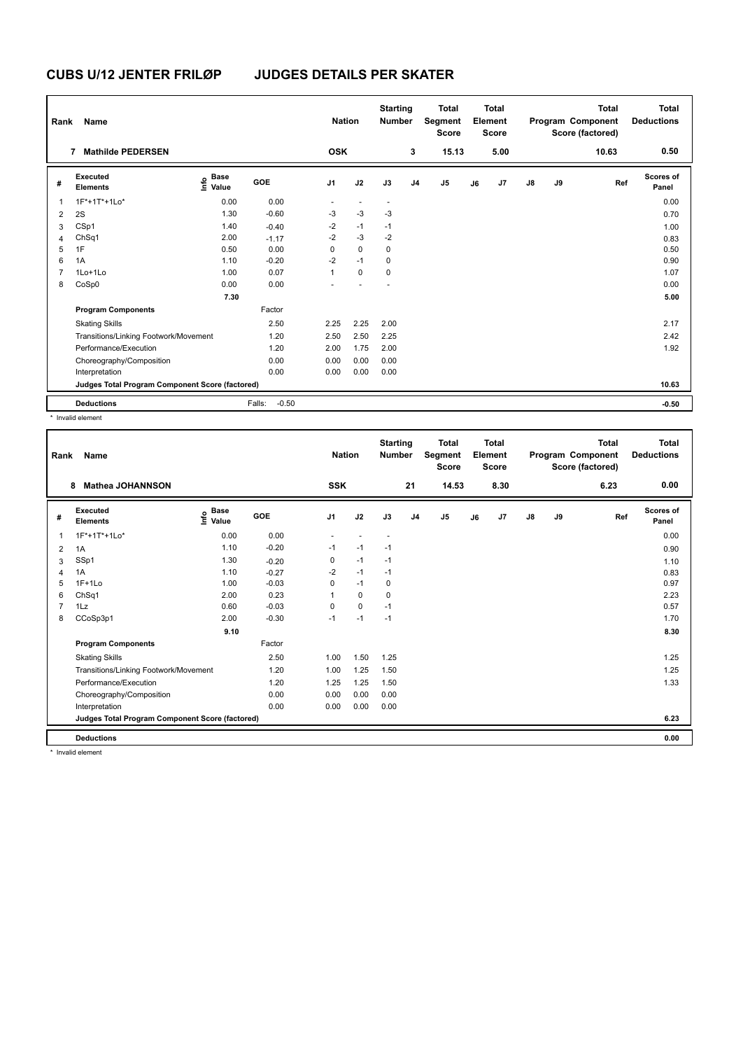# CUBS U/12 JENTER FRILØP JUDGES DETAILS PER SKATER

| Rank | Name | Nation | Starting Number | Total Segment Score | Total Element Score | Total Program Component Score (factored) | Total Deductions |
|---|---|---|---|---|---|---|---|
| 7 | Mathilde PEDERSEN | OSK | 3 | 15.13 | 5.00 | 10.63 | 0.50 |

| # | Executed Elements | Info | Base Value | GOE | J1 | J2 | J3 | J4 | J5 | J6 | J7 | J8 | J9 | Ref | Scores of Panel |
|---|---|---|---|---|---|---|---|---|---|---|---|---|---|---|---|
| 1 | 1F*+1T*+1Lo* | | 0.00 | 0.00 | - | - | - | | | | | | | | 0.00 |
| 2 | 2S | | 1.30 | -0.60 | -3 | -3 | -3 | | | | | | | | 0.70 |
| 3 | CSp1 | | 1.40 | -0.40 | -2 | -1 | -1 | | | | | | | | 1.00 |
| 4 | ChSq1 | | 2.00 | -1.17 | -2 | -3 | -2 | | | | | | | | 0.83 |
| 5 | 1F | | 0.50 | 0.00 | 0 | 0 | 0 | | | | | | | | 0.50 |
| 6 | 1A | | 1.10 | -0.20 | -2 | -1 | 0 | | | | | | | | 0.90 |
| 7 | 1Lo+1Lo | | 1.00 | 0.07 | 1 | 0 | 0 | | | | | | | | 1.07 |
| 8 | CoSp0 | | 0.00 | 0.00 | - | - | - | | | | | | | | 0.00 |
| | | | 7.30 | | | | | | | | | | | | 5.00 |
| | **Program Components** | | | Factor | | | | | | | | | | | |
| | Skating Skills | | | 2.50 | 2.25 | 2.25 | 2.00 | | | | | | | | 2.17 |
| | Transitions/Linking Footwork/Movement | | | 1.20 | 2.50 | 2.50 | 2.25 | | | | | | | | 2.42 |
| | Performance/Execution | | | 1.20 | 2.00 | 1.75 | 2.00 | | | | | | | | 1.92 |
| | Choreography/Composition | | | 0.00 | 0.00 | 0.00 | 0.00 | | | | | | | | |
| | Interpretation | | | 0.00 | 0.00 | 0.00 | 0.00 | | | | | | | | |
| | **Judges Total Program Component Score (factored)** | | | | | | | | | | | | | | 10.63 |
| | **Deductions** | | Falls: | -0.50 | | | | | | | | | | | -0.50 |

\* Invalid element

| Rank | Name | Nation | Starting Number | Total Segment Score | Total Element Score | Total Program Component Score (factored) | Total Deductions |
|---|---|---|---|---|---|---|---|
| 8 | Mathea JOHANNSON | SSK | 21 | 14.53 | 8.30 | 6.23 | 0.00 |

| # | Executed Elements | Info | Base Value | GOE | J1 | J2 | J3 | J4 | J5 | J6 | J7 | J8 | J9 | Ref | Scores of Panel |
|---|---|---|---|---|---|---|---|---|---|---|---|---|---|---|---|
| 1 | 1F*+1T*+1Lo* | | 0.00 | 0.00 | - | - | - | | | | | | | | 0.00 |
| 2 | 1A | | 1.10 | -0.20 | -1 | -1 | -1 | | | | | | | | 0.90 |
| 3 | SSp1 | | 1.30 | -0.20 | 0 | -1 | -1 | | | | | | | | 1.10 |
| 4 | 1A | | 1.10 | -0.27 | -2 | -1 | -1 | | | | | | | | 0.83 |
| 5 | 1F+1Lo | | 1.00 | -0.03 | 0 | -1 | 0 | | | | | | | | 0.97 |
| 6 | ChSq1 | | 2.00 | 0.23 | 1 | 0 | 0 | | | | | | | | 2.23 |
| 7 | 1Lz | | 0.60 | -0.03 | 0 | 0 | -1 | | | | | | | | 0.57 |
| 8 | CCoSp3p1 | | 2.00 | -0.30 | -1 | -1 | -1 | | | | | | | | 1.70 |
| | | | 9.10 | | | | | | | | | | | | 8.30 |
| | **Program Components** | | | Factor | | | | | | | | | | | |
| | Skating Skills | | | 2.50 | 1.00 | 1.50 | 1.25 | | | | | | | | 1.25 |
| | Transitions/Linking Footwork/Movement | | | 1.20 | 1.00 | 1.25 | 1.50 | | | | | | | | 1.25 |
| | Performance/Execution | | | 1.20 | 1.25 | 1.25 | 1.50 | | | | | | | | 1.33 |
| | Choreography/Composition | | | 0.00 | 0.00 | 0.00 | 0.00 | | | | | | | | |
| | Interpretation | | | 0.00 | 0.00 | 0.00 | 0.00 | | | | | | | | |
| | **Judges Total Program Component Score (factored)** | | | | | | | | | | | | | | 6.23 |
| | **Deductions** | | | | | | | | | | | | | | 0.00 |

\* Invalid element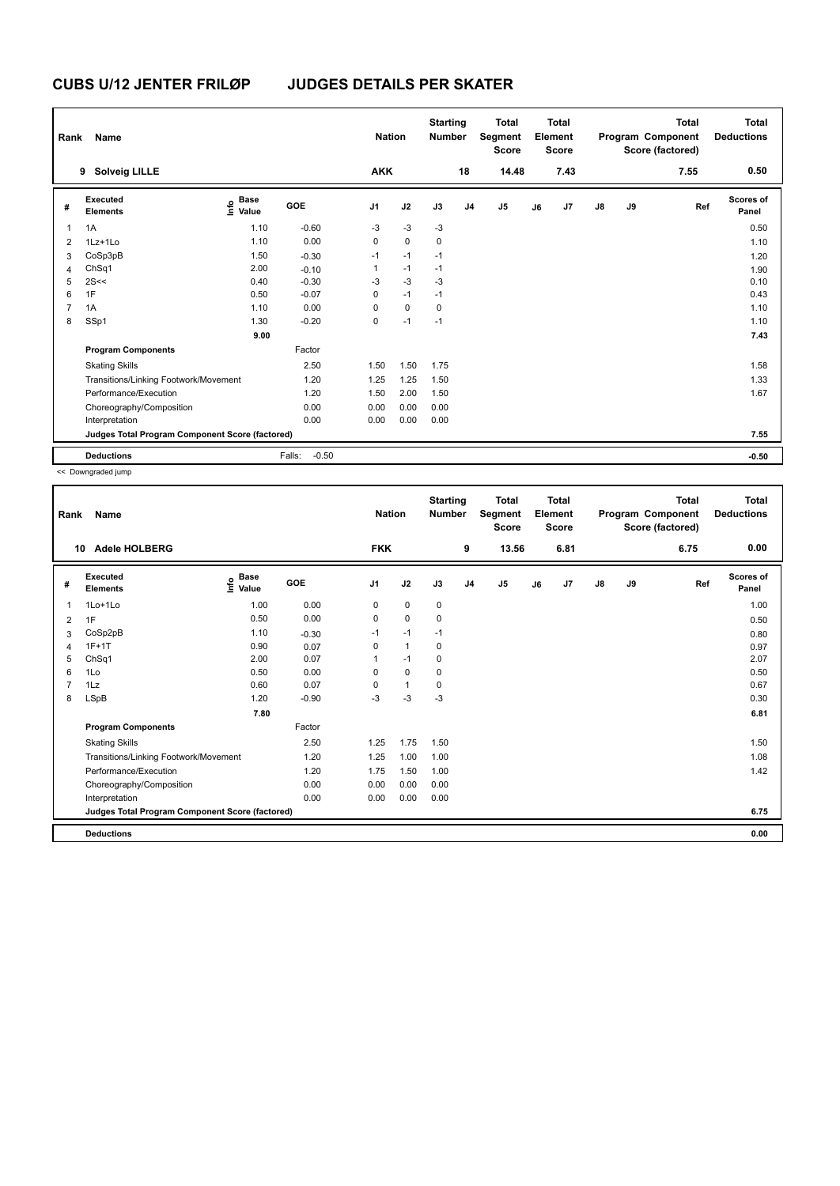# CUBS U/12 JENTER FRILØP JUDGES DETAILS PER SKATER

| Rank | Name | Nation | Starting Number | Total Segment Score | Total Element Score | Total Program Component Score (factored) | Total Deductions |
|---|---|---|---|---|---|---|---|
| 9 | Solveig LILLE | AKK | 18 | 14.48 | 7.43 | 7.55 | 0.50 |

| # | Executed Elements | Info | Base Value | GOE | J1 | J2 | J3 | J4 | J5 | J6 | J7 | J8 | J9 | Ref | Scores of Panel |
|---|---|---|---|---|---|---|---|---|---|---|---|---|---|---|---|
| 1 | 1A | | 1.10 | -0.60 | -3 | -3 | -3 | | | | | | | | 0.50 |
| 2 | 1Lz+1Lo | | 1.10 | 0.00 | 0 | 0 | 0 | | | | | | | | 1.10 |
| 3 | CoSp3pB | | 1.50 | -0.30 | -1 | -1 | -1 | | | | | | | | 1.20 |
| 4 | ChSq1 | | 2.00 | -0.10 | 1 | -1 | -1 | | | | | | | | 1.90 |
| 5 | 2S<< | | 0.40 | -0.30 | -3 | -3 | -3 | | | | | | | | 0.10 |
| 6 | 1F | | 0.50 | -0.07 | 0 | -1 | -1 | | | | | | | | 0.43 |
| 7 | 1A | | 1.10 | 0.00 | 0 | 0 | 0 | | | | | | | | 1.10 |
| 8 | SSp1 | | 1.30 | -0.20 | 0 | -1 | -1 | | | | | | | | 1.10 |
| | | | 9.00 | | | | | | | | | | | | 7.43 |
| | **Program Components** | | | Factor | | | | | | | | | | | |
| | Skating Skills | | | 2.50 | 1.50 | 1.50 | 1.75 | | | | | | | | 1.58 |
| | Transitions/Linking Footwork/Movement | | | 1.20 | 1.25 | 1.25 | 1.50 | | | | | | | | 1.33 |
| | Performance/Execution | | | 1.20 | 1.50 | 2.00 | 1.50 | | | | | | | | 1.67 |
| | Choreography/Composition | | | 0.00 | 0.00 | 0.00 | 0.00 | | | | | | | | |
| | Interpretation | | | 0.00 | 0.00 | 0.00 | 0.00 | | | | | | | | |
| | **Judges Total Program Component Score (factored)** | | | | | | | | | | | | | | 7.55 |
| | **Deductions** | | | Falls: -0.50 | | | | | | | | | | | -0.50 |

<< Downgraded jump

| Rank | Name | Nation | Starting Number | Total Segment Score | Total Element Score | Total Program Component Score (factored) | Total Deductions |
|---|---|---|---|---|---|---|---|
| 10 | Adele HOLBERG | FKK | 9 | 13.56 | 6.81 | 6.75 | 0.00 |

| # | Executed Elements | Info | Base Value | GOE | J1 | J2 | J3 | J4 | J5 | J6 | J7 | J8 | J9 | Ref | Scores of Panel |
|---|---|---|---|---|---|---|---|---|---|---|---|---|---|---|---|
| 1 | 1Lo+1Lo | | 1.00 | 0.00 | 0 | 0 | 0 | | | | | | | | 1.00 |
| 2 | 1F | | 0.50 | 0.00 | 0 | 0 | 0 | | | | | | | | 0.50 |
| 3 | CoSp2pB | | 1.10 | -0.30 | -1 | -1 | -1 | | | | | | | | 0.80 |
| 4 | 1F+1T | | 0.90 | 0.07 | 0 | 1 | 0 | | | | | | | | 0.97 |
| 5 | ChSq1 | | 2.00 | 0.07 | 1 | -1 | 0 | | | | | | | | 2.07 |
| 6 | 1Lo | | 0.50 | 0.00 | 0 | 0 | 0 | | | | | | | | 0.50 |
| 7 | 1Lz | | 0.60 | 0.07 | 0 | 1 | 0 | | | | | | | | 0.67 |
| 8 | LSpB | | 1.20 | -0.90 | -3 | -3 | -3 | | | | | | | | 0.30 |
| | | | 7.80 | | | | | | | | | | | | 6.81 |
| | **Program Components** | | | Factor | | | | | | | | | | | |
| | Skating Skills | | | 2.50 | 1.25 | 1.75 | 1.50 | | | | | | | | 1.50 |
| | Transitions/Linking Footwork/Movement | | | 1.20 | 1.25 | 1.00 | 1.00 | | | | | | | | 1.08 |
| | Performance/Execution | | | 1.20 | 1.75 | 1.50 | 1.00 | | | | | | | | 1.42 |
| | Choreography/Composition | | | 0.00 | 0.00 | 0.00 | 0.00 | | | | | | | | |
| | Interpretation | | | 0.00 | 0.00 | 0.00 | 0.00 | | | | | | | | |
| | **Judges Total Program Component Score (factored)** | | | | | | | | | | | | | | 6.75 |
| | **Deductions** | | | | | | | | | | | | | | 0.00 |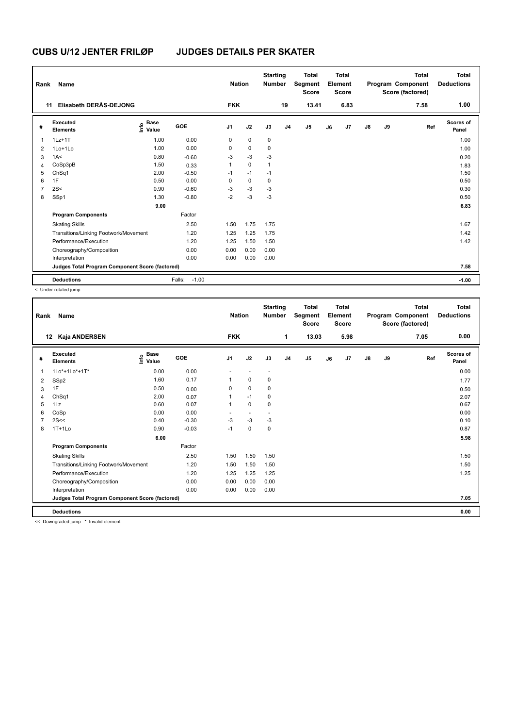# CUBS U/12 JENTER FRILØP JUDGES DETAILS PER SKATER

| Rank | Name | Nation | Starting Number | Total Segment Score | Total Element Score | Total Program Component Score (factored) | Total Deductions |
|---|---|---|---|---|---|---|---|
| 11 | Elisabeth DERÅS-DEJONG | FKK | 19 | 13.41 | 6.83 | 7.58 | 1.00 |

| # | Executed Elements | Info | Base Value | GOE | J1 | J2 | J3 | J4 | J5 | J6 | J7 | J8 | J9 | Ref | Scores of Panel |
|---|---|---|---|---|---|---|---|---|---|---|---|---|---|---|---|
| 1 | 1Lz+1T | | 1.00 | 0.00 | 0 | 0 | 0 | | | | | | | | 1.00 |
| 2 | 1Lo+1Lo | | 1.00 | 0.00 | 0 | 0 | 0 | | | | | | | | 1.00 |
| 3 | 1A< | | 0.80 | -0.60 | -3 | -3 | -3 | | | | | | | | 0.20 |
| 4 | CoSp3pB | | 1.50 | 0.33 | 1 | 0 | 1 | | | | | | | | 1.83 |
| 5 | ChSq1 | | 2.00 | -0.50 | -1 | -1 | -1 | | | | | | | | 1.50 |
| 6 | 1F | | 0.50 | 0.00 | 0 | 0 | 0 | | | | | | | | 0.50 |
| 7 | 2S< | | 0.90 | -0.60 | -3 | -3 | -3 | | | | | | | | 0.30 |
| 8 | SSp1 | | 1.30 | -0.80 | -2 | -3 | -3 | | | | | | | | 0.50 |
| | | | 9.00 | | | | | | | | | | | | 6.83 |
| | **Program Components** | | | Factor | | | | | | | | | | | |
| | Skating Skills | | | 2.50 | 1.50 | 1.75 | 1.75 | | | | | | | | 1.67 |
| | Transitions/Linking Footwork/Movement | | | 1.20 | 1.25 | 1.25 | 1.75 | | | | | | | | 1.42 |
| | Performance/Execution | | | 1.20 | 1.25 | 1.50 | 1.50 | | | | | | | | 1.42 |
| | Choreography/Composition | | | 0.00 | 0.00 | 0.00 | 0.00 | | | | | | | | |
| | Interpretation | | | 0.00 | 0.00 | 0.00 | 0.00 | | | | | | | | |
| | **Judges Total Program Component Score (factored)** | | | | | | | | | | | | | | 7.58 |
| | **Deductions** | | | Falls: -1.00 | | | | | | | | | | | -1.00 |

< Under-rotated jump

| Rank | Name | Nation | Starting Number | Total Segment Score | Total Element Score | Total Program Component Score (factored) | Total Deductions |
|---|---|---|---|---|---|---|---|
| 12 | Kaja ANDERSEN | FKK | 1 | 13.03 | 5.98 | 7.05 | 0.00 |

| # | Executed Elements | Info | Base Value | GOE | J1 | J2 | J3 | J4 | J5 | J6 | J7 | J8 | J9 | Ref | Scores of Panel |
|---|---|---|---|---|---|---|---|---|---|---|---|---|---|---|---|
| 1 | 1Lo*+1Lo*+1T* | | 0.00 | 0.00 | - | - | - | | | | | | | | 0.00 |
| 2 | SSp2 | | 1.60 | 0.17 | 1 | 0 | 0 | | | | | | | | 1.77 |
| 3 | 1F | | 0.50 | 0.00 | 0 | 0 | 0 | | | | | | | | 0.50 |
| 4 | ChSq1 | | 2.00 | 0.07 | 1 | -1 | 0 | | | | | | | | 2.07 |
| 5 | 1Lz | | 0.60 | 0.07 | 1 | 0 | 0 | | | | | | | | 0.67 |
| 6 | CoSp | | 0.00 | 0.00 | - | - | - | | | | | | | | 0.00 |
| 7 | 2S<< | | 0.40 | -0.30 | -3 | -3 | -3 | | | | | | | | 0.10 |
| 8 | 1T+1Lo | | 0.90 | -0.03 | -1 | 0 | 0 | | | | | | | | 0.87 |
| | | | 6.00 | | | | | | | | | | | | 5.98 |
| | **Program Components** | | | Factor | | | | | | | | | | | |
| | Skating Skills | | | 2.50 | 1.50 | 1.50 | 1.50 | | | | | | | | 1.50 |
| | Transitions/Linking Footwork/Movement | | | 1.20 | 1.50 | 1.50 | 1.50 | | | | | | | | 1.50 |
| | Performance/Execution | | | 1.20 | 1.25 | 1.25 | 1.25 | | | | | | | | 1.25 |
| | Choreography/Composition | | | 0.00 | 0.00 | 0.00 | 0.00 | | | | | | | | |
| | Interpretation | | | 0.00 | 0.00 | 0.00 | 0.00 | | | | | | | | |
| | **Judges Total Program Component Score (factored)** | | | | | | | | | | | | | | 7.05 |
| | **Deductions** | | | | | | | | | | | | | | 0.00 |

<< Downgraded jump * Invalid element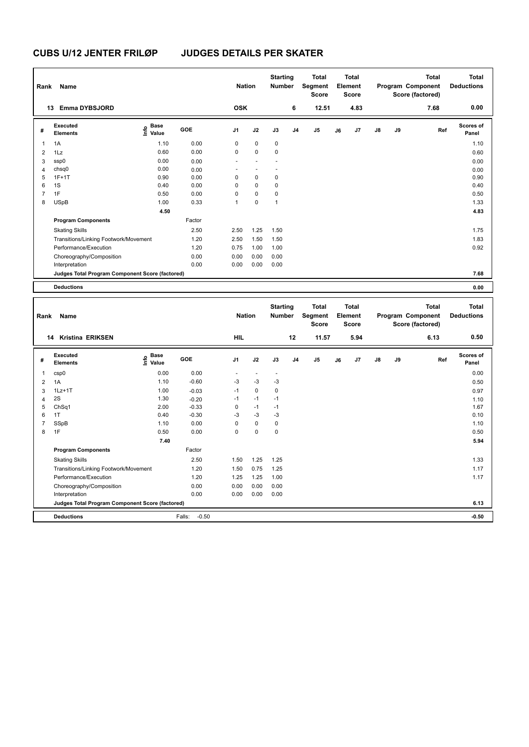# CUBS U/12 JENTER FRILØP JUDGES DETAILS PER SKATER

| Rank | Name | Nation | Starting Number | Total Segment Score | Total Element Score | Total Program Component Score (factored) | Total Deductions |
|---|---|---|---|---|---|---|---|
| 13 | Emma DYBSJORD | OSK | 6 | 12.51 | 4.83 | 7.68 | 0.00 |

| # | Executed Elements | Info | Base Value | GOE | J1 | J2 | J3 | J4 | J5 | J6 | J7 | J8 | J9 | Ref | Scores of Panel |
|---|---|---|---|---|---|---|---|---|---|---|---|---|---|---|---|
| 1 | 1A | | 1.10 | 0.00 | 0 | 0 | 0 | | | | | | | | 1.10 |
| 2 | 1Lz | | 0.60 | 0.00 | 0 | 0 | 0 | | | | | | | | 0.60 |
| 3 | ssp0 | | 0.00 | 0.00 | - | - | - | | | | | | | | 0.00 |
| 4 | chsq0 | | 0.00 | 0.00 | - | - | - | | | | | | | | 0.00 |
| 5 | 1F+1T | | 0.90 | 0.00 | 0 | 0 | 0 | | | | | | | | 0.90 |
| 6 | 1S | | 0.40 | 0.00 | 0 | 0 | 0 | | | | | | | | 0.40 |
| 7 | 1F | | 0.50 | 0.00 | 0 | 0 | 0 | | | | | | | | 0.50 |
| 8 | USpB | | 1.00 | 0.33 | 1 | 0 | 1 | | | | | | | | 1.33 |
| | | | 4.50 | | | | | | | | | | | | 4.83 |

| Program Components | Factor | J1 | J2 | J3 | | |
|---|---|---|---|---|---|---|
| Skating Skills | 2.50 | 2.50 | 1.25 | 1.50 | | 1.75 |
| Transitions/Linking Footwork/Movement | 1.20 | 2.50 | 1.50 | 1.50 | | 1.83 |
| Performance/Execution | 1.20 | 0.75 | 1.00 | 1.00 | | 0.92 |
| Choreography/Composition | 0.00 | 0.00 | 0.00 | 0.00 | | |
| Interpretation | 0.00 | 0.00 | 0.00 | 0.00 | | |
| Judges Total Program Component Score (factored) | | | | | | 7.68 |
| Deductions | | | | | | 0.00 |

| Rank | Name | Nation | Starting Number | Total Segment Score | Total Element Score | Total Program Component Score (factored) | Total Deductions |
|---|---|---|---|---|---|---|---|
| 14 | Kristina ERIKSEN | HIL | 12 | 11.57 | 5.94 | 6.13 | 0.50 |

| # | Executed Elements | Info | Base Value | GOE | J1 | J2 | J3 | J4 | J5 | J6 | J7 | J8 | J9 | Ref | Scores of Panel |
|---|---|---|---|---|---|---|---|---|---|---|---|---|---|---|---|
| 1 | csp0 | | 0.00 | 0.00 | - | - | - | | | | | | | | 0.00 |
| 2 | 1A | | 1.10 | -0.60 | -3 | -3 | -3 | | | | | | | | 0.50 |
| 3 | 1Lz+1T | | 1.00 | -0.03 | -1 | 0 | 0 | | | | | | | | 0.97 |
| 4 | 2S | | 1.30 | -0.20 | -1 | -1 | -1 | | | | | | | | 1.10 |
| 5 | ChSq1 | | 2.00 | -0.33 | 0 | -1 | -1 | | | | | | | | 1.67 |
| 6 | 1T | | 0.40 | -0.30 | -3 | -3 | -3 | | | | | | | | 0.10 |
| 7 | SSpB | | 1.10 | 0.00 | 0 | 0 | 0 | | | | | | | | 1.10 |
| 8 | 1F | | 0.50 | 0.00 | 0 | 0 | 0 | | | | | | | | 0.50 |
| | | | 7.40 | | | | | | | | | | | | 5.94 |

| Program Components | Factor | J1 | J2 | J3 | | |
|---|---|---|---|---|---|---|
| Skating Skills | 2.50 | 1.50 | 1.25 | 1.25 | | 1.33 |
| Transitions/Linking Footwork/Movement | 1.20 | 1.50 | 0.75 | 1.25 | | 1.17 |
| Performance/Execution | 1.20 | 1.25 | 1.25 | 1.00 | | 1.17 |
| Choreography/Composition | 0.00 | 0.00 | 0.00 | 0.00 | | |
| Interpretation | 0.00 | 0.00 | 0.00 | 0.00 | | |
| Judges Total Program Component Score (factored) | | | | | | 6.13 |
| Deductions | Falls: -0.50 | | | | | -0.50 |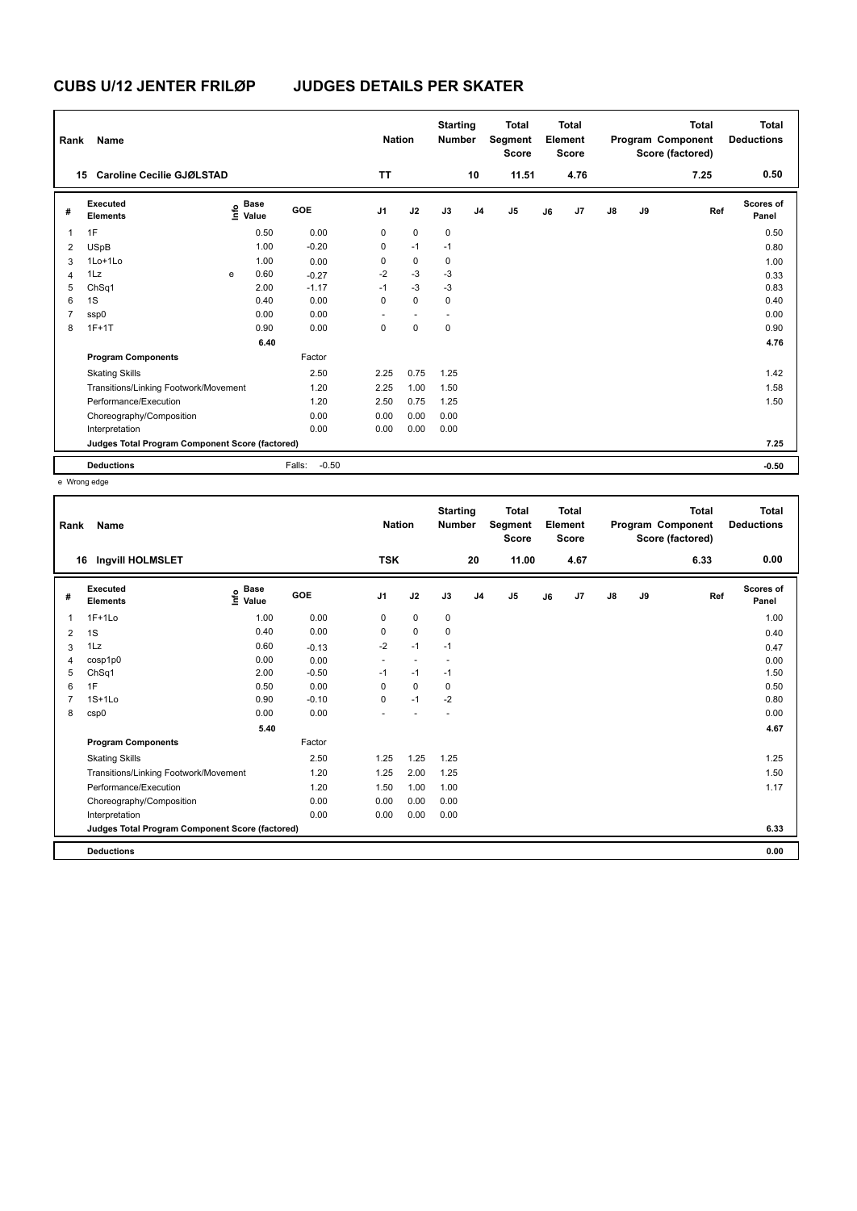# CUBS U/12 JENTER FRILØP JUDGES DETAILS PER SKATER

| Rank | Name | Nation | Starting Number | Total Segment Score | Total Element Score | Total Program Component Score (factored) | Total Deductions |
|---|---|---|---|---|---|---|---|
| 15 | Caroline Cecilie GJØLSTAD | TT | 10 | 11.51 | 4.76 | 7.25 | 0.50 |

| # | Executed Elements | Info | Base Value | GOE | J1 | J2 | J3 | J4 | J5 | J6 | J7 | J8 | J9 | Ref | Scores of Panel |
|---|---|---|---|---|---|---|---|---|---|---|---|---|---|---|---|
| 1 | 1F | | 0.50 | 0.00 | 0 | 0 | 0 | | | | | | | | 0.50 |
| 2 | USpB | | 1.00 | -0.20 | 0 | -1 | -1 | | | | | | | | 0.80 |
| 3 | 1Lo+1Lo | | 1.00 | 0.00 | 0 | 0 | 0 | | | | | | | | 1.00 |
| 4 | 1Lz | e | 0.60 | -0.27 | -2 | -3 | -3 | | | | | | | | 0.33 |
| 5 | ChSq1 | | 2.00 | -1.17 | -1 | -3 | -3 | | | | | | | | 0.83 |
| 6 | 1S | | 0.40 | 0.00 | 0 | 0 | 0 | | | | | | | | 0.40 |
| 7 | ssp0 | | 0.00 | 0.00 | - | - | - | | | | | | | | 0.00 |
| 8 | 1F+1T | | 0.90 | 0.00 | 0 | 0 | 0 | | | | | | | | 0.90 |
| | | | 6.40 | | | | | | | | | | | | 4.76 |
| | **Program Components** | | | Factor | | | | | | | | | | | |
| | Skating Skills | | | 2.50 | 2.25 | 0.75 | 1.25 | | | | | | | | 1.42 |
| | Transitions/Linking Footwork/Movement | | | 1.20 | 2.25 | 1.00 | 1.50 | | | | | | | | 1.58 |
| | Performance/Execution | | | 1.20 | 2.50 | 0.75 | 1.25 | | | | | | | | 1.50 |
| | Choreography/Composition | | | 0.00 | 0.00 | 0.00 | 0.00 | | | | | | | | |
| | Interpretation | | | 0.00 | 0.00 | 0.00 | 0.00 | | | | | | | | |
| | **Judges Total Program Component Score (factored)** | | | | | | | | | | | | | | 7.25 |
| | **Deductions** | | | Falls: -0.50 | | | | | | | | | | | -0.50 |

e Wrong edge

| Rank | Name | Nation | Starting Number | Total Segment Score | Total Element Score | Total Program Component Score (factored) | Total Deductions |
|---|---|---|---|---|---|---|---|
| 16 | Ingvill HOLMSLET | TSK | 20 | 11.00 | 4.67 | 6.33 | 0.00 |

| # | Executed Elements | Info | Base Value | GOE | J1 | J2 | J3 | J4 | J5 | J6 | J7 | J8 | J9 | Ref | Scores of Panel |
|---|---|---|---|---|---|---|---|---|---|---|---|---|---|---|---|
| 1 | 1F+1Lo | | 1.00 | 0.00 | 0 | 0 | 0 | | | | | | | | 1.00 |
| 2 | 1S | | 0.40 | 0.00 | 0 | 0 | 0 | | | | | | | | 0.40 |
| 3 | 1Lz | | 0.60 | -0.13 | -2 | -1 | -1 | | | | | | | | 0.47 |
| 4 | cosp1p0 | | 0.00 | 0.00 | - | - | - | | | | | | | | 0.00 |
| 5 | ChSq1 | | 2.00 | -0.50 | -1 | -1 | -1 | | | | | | | | 1.50 |
| 6 | 1F | | 0.50 | 0.00 | 0 | 0 | 0 | | | | | | | | 0.50 |
| 7 | 1S+1Lo | | 0.90 | -0.10 | 0 | -1 | -2 | | | | | | | | 0.80 |
| 8 | csp0 | | 0.00 | 0.00 | - | - | - | | | | | | | | 0.00 |
| | | | 5.40 | | | | | | | | | | | | 4.67 |
| | **Program Components** | | | Factor | | | | | | | | | | | |
| | Skating Skills | | | 2.50 | 1.25 | 1.25 | 1.25 | | | | | | | | 1.25 |
| | Transitions/Linking Footwork/Movement | | | 1.20 | 1.25 | 2.00 | 1.25 | | | | | | | | 1.50 |
| | Performance/Execution | | | 1.20 | 1.50 | 1.00 | 1.00 | | | | | | | | 1.17 |
| | Choreography/Composition | | | 0.00 | 0.00 | 0.00 | 0.00 | | | | | | | | |
| | Interpretation | | | 0.00 | 0.00 | 0.00 | 0.00 | | | | | | | | |
| | **Judges Total Program Component Score (factored)** | | | | | | | | | | | | | | 6.33 |
| | **Deductions** | | | | | | | | | | | | | | 0.00 |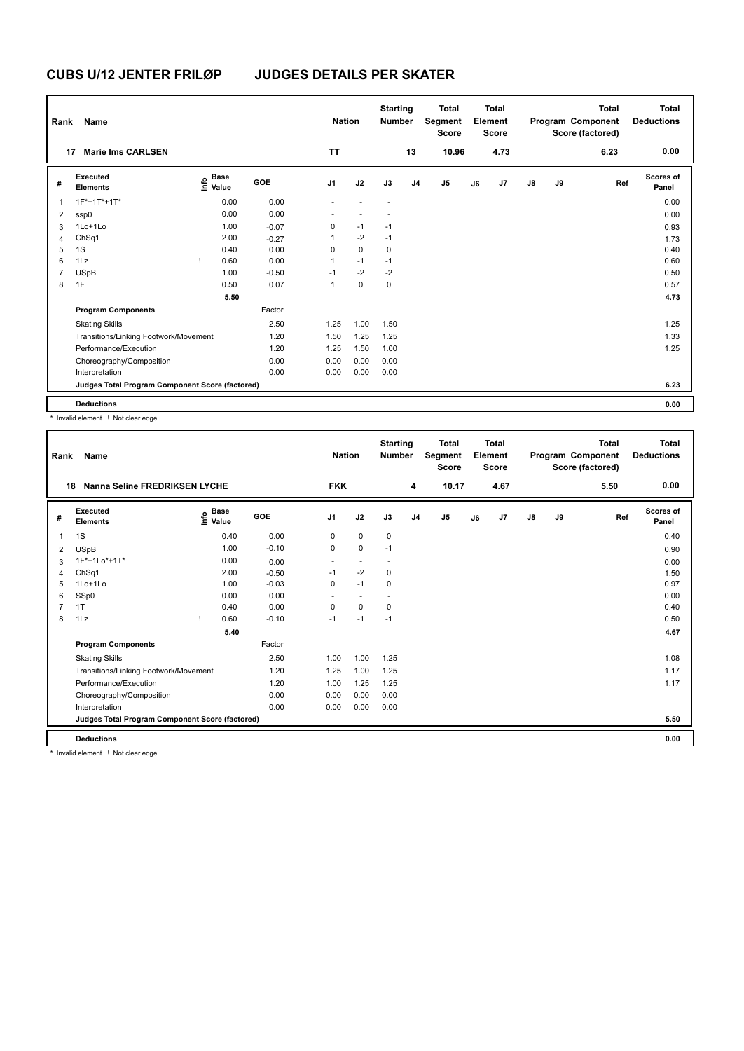# CUBS U/12 JENTER FRILØP JUDGES DETAILS PER SKATER

| Rank | Name | Nation | Starting Number | Total Segment Score | Total Element Score | Total Program Component Score (factored) | Total Deductions |
|---|---|---|---|---|---|---|---|
| 17 | Marie Ims CARLSEN | TT | 13 | 10.96 | 4.73 | 6.23 | 0.00 |

| # | Executed Elements | Info | Base Value | GOE | J1 | J2 | J3 | J4 | J5 | J6 | J7 | J8 | J9 | Ref | Scores of Panel |
|---|---|---|---|---|---|---|---|---|---|---|---|---|---|---|---|
| 1 | 1F*+1T*+1T* | | 0.00 | 0.00 | - | - | - | | | | | | | | 0.00 |
| 2 | ssp0 | | 0.00 | 0.00 | - | - | - | | | | | | | | 0.00 |
| 3 | 1Lo+1Lo | | 1.00 | -0.07 | 0 | -1 | -1 | | | | | | | | 0.93 |
| 4 | ChSq1 | | 2.00 | -0.27 | 1 | -2 | -1 | | | | | | | | 1.73 |
| 5 | 1S | | 0.40 | 0.00 | 0 | 0 | 0 | | | | | | | | 0.40 |
| 6 | 1Lz | ! | 0.60 | 0.00 | 1 | -1 | -1 | | | | | | | | 0.60 |
| 7 | USpB | | 1.00 | -0.50 | -1 | -2 | -2 | | | | | | | | 0.50 |
| 8 | 1F | | 0.50 | 0.07 | 1 | 0 | 0 | | | | | | | | 0.57 |
| | | | 5.50 | | | | | | | | | | | | 4.73 |
| | **Program Components** | | | Factor | | | | | | | | | | | |
| | Skating Skills | | | 2.50 | 1.25 | 1.00 | 1.50 | | | | | | | | 1.25 |
| | Transitions/Linking Footwork/Movement | | | 1.20 | 1.50 | 1.25 | 1.25 | | | | | | | | 1.33 |
| | Performance/Execution | | | 1.20 | 1.25 | 1.50 | 1.00 | | | | | | | | 1.25 |
| | Choreography/Composition | | | 0.00 | 0.00 | 0.00 | 0.00 | | | | | | | | |
| | Interpretation | | | 0.00 | 0.00 | 0.00 | 0.00 | | | | | | | | |
| | **Judges Total Program Component Score (factored)** | | | | | | | | | | | | | | 6.23 |
| | **Deductions** | | | | | | | | | | | | | | 0.00 |

\* Invalid element ! Not clear edge

| Rank | Name | Nation | Starting Number | Total Segment Score | Total Element Score | Total Program Component Score (factored) | Total Deductions |
|---|---|---|---|---|---|---|---|
| 18 | Nanna Seline FREDRIKSEN LYCHE | FKK | 4 | 10.17 | 4.67 | 5.50 | 0.00 |

| # | Executed Elements | Info | Base Value | GOE | J1 | J2 | J3 | J4 | J5 | J6 | J7 | J8 | J9 | Ref | Scores of Panel |
|---|---|---|---|---|---|---|---|---|---|---|---|---|---|---|---|
| 1 | 1S | | 0.40 | 0.00 | 0 | 0 | 0 | | | | | | | | 0.40 |
| 2 | USpB | | 1.00 | -0.10 | 0 | 0 | -1 | | | | | | | | 0.90 |
| 3 | 1F*+1Lo*+1T* | | 0.00 | 0.00 | - | - | - | | | | | | | | 0.00 |
| 4 | ChSq1 | | 2.00 | -0.50 | -1 | -2 | 0 | | | | | | | | 1.50 |
| 5 | 1Lo+1Lo | | 1.00 | -0.03 | 0 | -1 | 0 | | | | | | | | 0.97 |
| 6 | SSp0 | | 0.00 | 0.00 | - | - | - | | | | | | | | 0.00 |
| 7 | 1T | | 0.40 | 0.00 | 0 | 0 | 0 | | | | | | | | 0.40 |
| 8 | 1Lz | ! | 0.60 | -0.10 | -1 | -1 | -1 | | | | | | | | 0.50 |
| | | | 5.40 | | | | | | | | | | | | 4.67 |
| | **Program Components** | | | Factor | | | | | | | | | | | |
| | Skating Skills | | | 2.50 | 1.00 | 1.00 | 1.25 | | | | | | | | 1.08 |
| | Transitions/Linking Footwork/Movement | | | 1.20 | 1.25 | 1.00 | 1.25 | | | | | | | | 1.17 |
| | Performance/Execution | | | 1.20 | 1.00 | 1.25 | 1.25 | | | | | | | | 1.17 |
| | Choreography/Composition | | | 0.00 | 0.00 | 0.00 | 0.00 | | | | | | | | |
| | Interpretation | | | 0.00 | 0.00 | 0.00 | 0.00 | | | | | | | | |
| | **Judges Total Program Component Score (factored)** | | | | | | | | | | | | | | 5.50 |
| | **Deductions** | | | | | | | | | | | | | | 0.00 |

\* Invalid element ! Not clear edge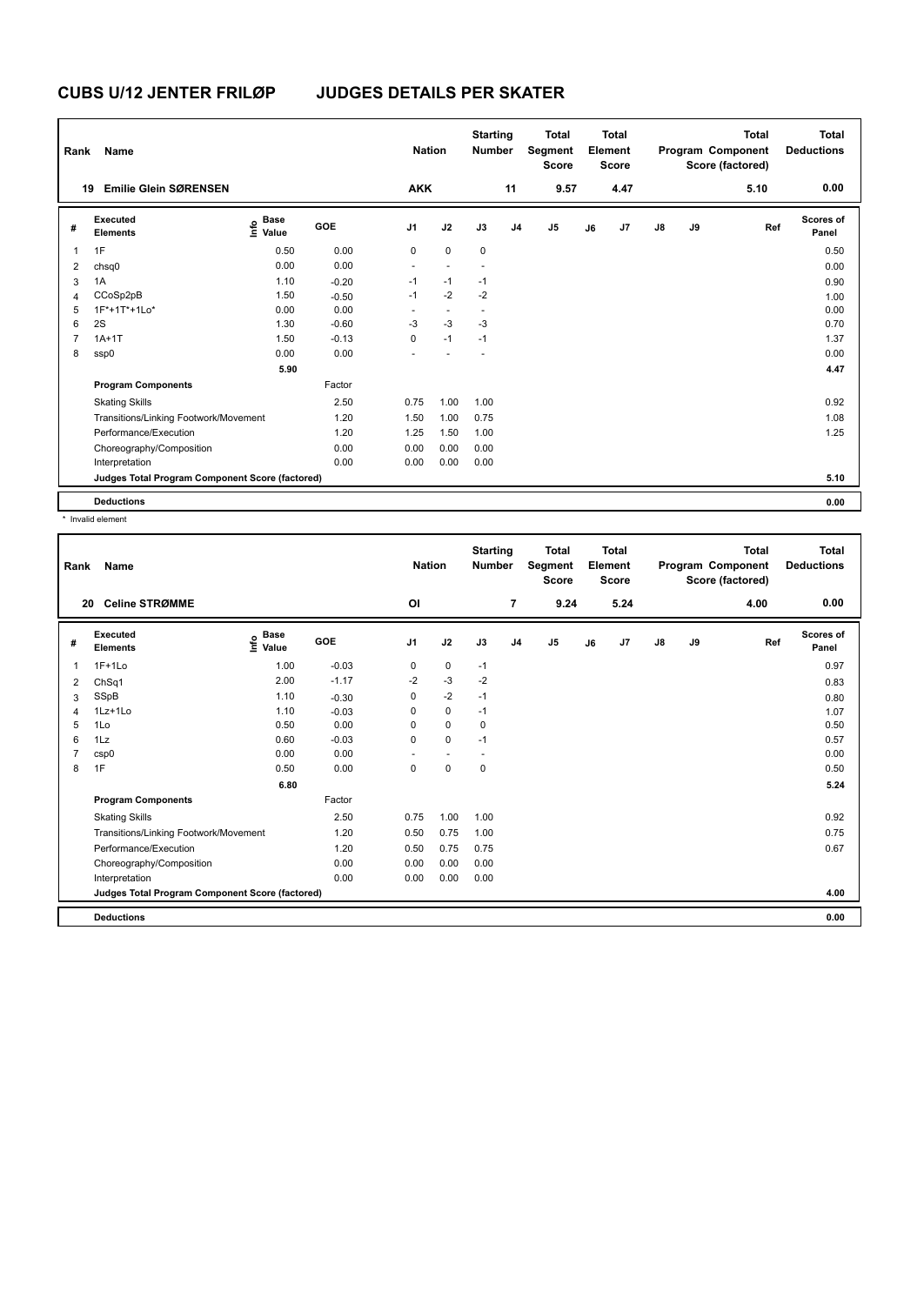# CUBS U/12 JENTER FRILØP JUDGES DETAILS PER SKATER

| Rank | Name | Nation | Starting Number | Total Segment Score | Total Element Score | Total Program Component Score (factored) | Total Deductions |
|---|---|---|---|---|---|---|---|
| 19 | Emilie Glein SØRENSEN | AKK | 11 | 9.57 | 4.47 | 5.10 | 0.00 |

| # | Executed Elements | Info | Base Value | GOE | J1 | J2 | J3 | J4 | J5 | J6 | J7 | J8 | J9 | Ref | Scores of Panel |
|---|---|---|---|---|---|---|---|---|---|---|---|---|---|---|---|
| 1 | 1F | | 0.50 | 0.00 | 0 | 0 | 0 | | | | | | | | 0.50 |
| 2 | chsq0 | | 0.00 | 0.00 | - | - | - | | | | | | | | 0.00 |
| 3 | 1A | | 1.10 | -0.20 | -1 | -1 | -1 | | | | | | | | 0.90 |
| 4 | CCoSp2pB | | 1.50 | -0.50 | -1 | -2 | -2 | | | | | | | | 1.00 |
| 5 | 1F*+1T*+1Lo* | | 0.00 | 0.00 | - | - | - | | | | | | | | 0.00 |
| 6 | 2S | | 1.30 | -0.60 | -3 | -3 | -3 | | | | | | | | 0.70 |
| 7 | 1A+1T | | 1.50 | -0.13 | 0 | -1 | -1 | | | | | | | | 1.37 |
| 8 | ssp0 | | 0.00 | 0.00 | - | - | - | | | | | | | | 0.00 |
| | | | 5.90 | | | | | | | | | | | | 4.47 |
| | **Program Components** | | | Factor | | | | | | | | | | | |
| | Skating Skills | | | 2.50 | 0.75 | 1.00 | 1.00 | | | | | | | | 0.92 |
| | Transitions/Linking Footwork/Movement | | | 1.20 | 1.50 | 1.00 | 0.75 | | | | | | | | 1.08 |
| | Performance/Execution | | | 1.20 | 1.25 | 1.50 | 1.00 | | | | | | | | 1.25 |
| | Choreography/Composition | | | 0.00 | 0.00 | 0.00 | 0.00 | | | | | | | | |
| | Interpretation | | | 0.00 | 0.00 | 0.00 | 0.00 | | | | | | | | |
| | **Judges Total Program Component Score (factored)** | | | | | | | | | | | | | | 5.10 |
| | **Deductions** | | | | | | | | | | | | | | 0.00 |

\* Invalid element

| Rank | Name | Nation | Starting Number | Total Segment Score | Total Element Score | Total Program Component Score (factored) | Total Deductions |
|---|---|---|---|---|---|---|---|
| 20 | Celine STRØMME | OI | 7 | 9.24 | 5.24 | 4.00 | 0.00 |

| # | Executed Elements | Info | Base Value | GOE | J1 | J2 | J3 | J4 | J5 | J6 | J7 | J8 | J9 | Ref | Scores of Panel |
|---|---|---|---|---|---|---|---|---|---|---|---|---|---|---|---|
| 1 | 1F+1Lo | | 1.00 | -0.03 | 0 | 0 | -1 | | | | | | | | 0.97 |
| 2 | ChSq1 | | 2.00 | -1.17 | -2 | -3 | -2 | | | | | | | | 0.83 |
| 3 | SSpB | | 1.10 | -0.30 | 0 | -2 | -1 | | | | | | | | 0.80 |
| 4 | 1Lz+1Lo | | 1.10 | -0.03 | 0 | 0 | -1 | | | | | | | | 1.07 |
| 5 | 1Lo | | 0.50 | 0.00 | 0 | 0 | 0 | | | | | | | | 0.50 |
| 6 | 1Lz | | 0.60 | -0.03 | 0 | 0 | -1 | | | | | | | | 0.57 |
| 7 | csp0 | | 0.00 | 0.00 | - | - | - | | | | | | | | 0.00 |
| 8 | 1F | | 0.50 | 0.00 | 0 | 0 | 0 | | | | | | | | 0.50 |
| | | | 6.80 | | | | | | | | | | | | 5.24 |
| | **Program Components** | | | Factor | | | | | | | | | | | |
| | Skating Skills | | | 2.50 | 0.75 | 1.00 | 1.00 | | | | | | | | 0.92 |
| | Transitions/Linking Footwork/Movement | | | 1.20 | 0.50 | 0.75 | 1.00 | | | | | | | | 0.75 |
| | Performance/Execution | | | 1.20 | 0.50 | 0.75 | 0.75 | | | | | | | | 0.67 |
| | Choreography/Composition | | | 0.00 | 0.00 | 0.00 | 0.00 | | | | | | | | |
| | Interpretation | | | 0.00 | 0.00 | 0.00 | 0.00 | | | | | | | | |
| | **Judges Total Program Component Score (factored)** | | | | | | | | | | | | | | 4.00 |
| | **Deductions** | | | | | | | | | | | | | | 0.00 |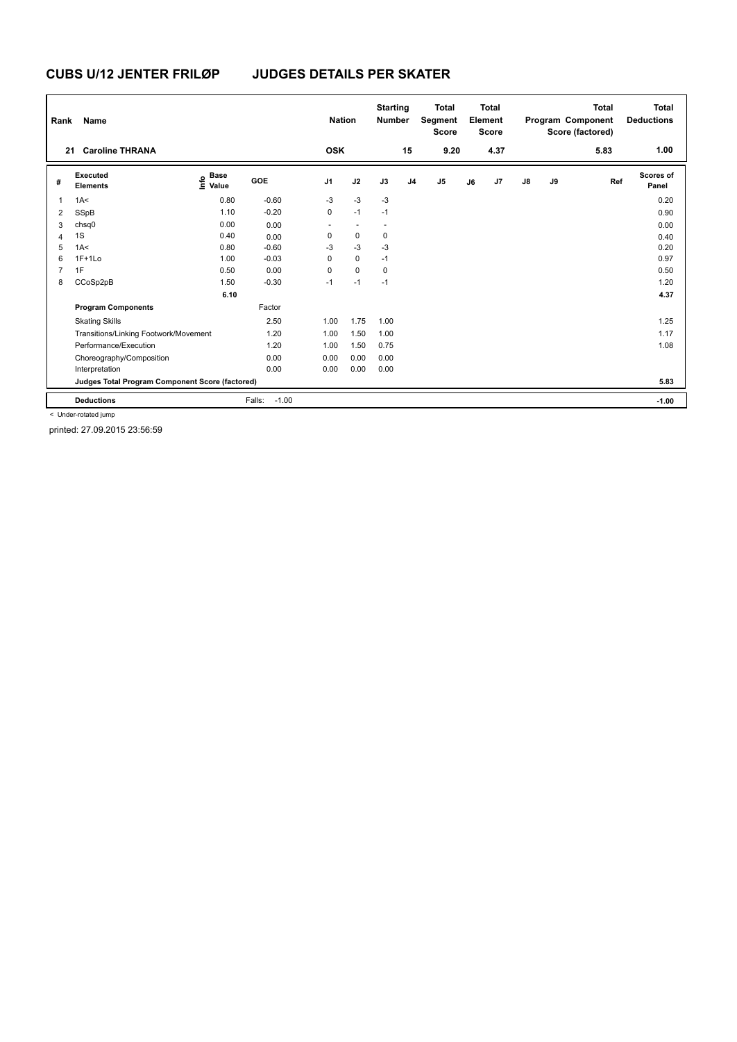# CUBS U/12 JENTER FRILØP JUDGES DETAILS PER SKATER

| Rank | Name | Nation | Starting Number | Total Segment Score | Total Element Score | Total Program Component Score (factored) | Total Deductions |
|---|---|---|---|---|---|---|---|
| 21 | Caroline THRANA | OSK | 15 | 9.20 | 4.37 | 5.83 | 1.00 |

| # | Executed Elements | Info | Base Value | GOE | J1 | J2 | J3 | J4 | J5 | J6 | J7 | J8 | J9 | Ref | Scores of Panel |
|---|---|---|---|---|---|---|---|---|---|---|---|---|---|---|---|
| 1 | 1A< | | 0.80 | -0.60 | -3 | -3 | -3 | | | | | | | | 0.20 |
| 2 | SSpB | | 1.10 | -0.20 | 0 | -1 | -1 | | | | | | | | 0.90 |
| 3 | chsq0 | | 0.00 | 0.00 | - | - | - | | | | | | | | 0.00 |
| 4 | 1S | | 0.40 | 0.00 | 0 | 0 | 0 | | | | | | | | 0.40 |
| 5 | 1A< | | 0.80 | -0.60 | -3 | -3 | -3 | | | | | | | | 0.20 |
| 6 | 1F+1Lo | | 1.00 | -0.03 | 0 | 0 | -1 | | | | | | | | 0.97 |
| 7 | 1F | | 0.50 | 0.00 | 0 | 0 | 0 | | | | | | | | 0.50 |
| 8 | CCoSp2pB | | 1.50 | -0.30 | -1 | -1 | -1 | | | | | | | | 1.20 |
| | | | 6.10 | | | | | | | | | | | | 4.37 |
| | **Program Components** | | | Factor | | | | | | | | | | | |
| | Skating Skills | | | 2.50 | 1.00 | 1.75 | 1.00 | | | | | | | | 1.25 |
| | Transitions/Linking Footwork/Movement | | | 1.20 | 1.00 | 1.50 | 1.00 | | | | | | | | 1.17 |
| | Performance/Execution | | | 1.20 | 1.00 | 1.50 | 0.75 | | | | | | | | 1.08 |
| | Choreography/Composition | | | 0.00 | 0.00 | 0.00 | 0.00 | | | | | | | | |
| | Interpretation | | | 0.00 | 0.00 | 0.00 | 0.00 | | | | | | | | |
| | **Judges Total Program Component Score (factored)** | | | | | | | | | | | | | | 5.83 |
| | **Deductions** | | | Falls: -1.00 | | | | | | | | | | | -1.00 |

< Under-rotated jump

printed: 27.09.2015 23:56:59